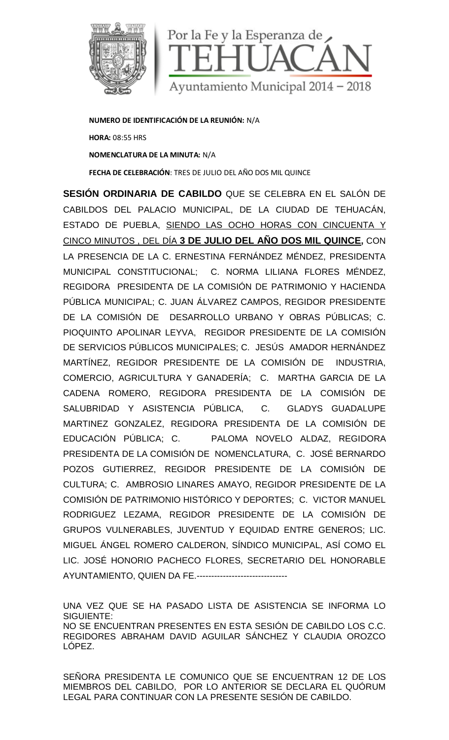Por la Fe y la Esperanza de TEHUACÁN

Ayuntamiento Municipal 2014 – 2018

**NUMERO DE IDENTIFICACIÓN DE LA REUNIÓN:** N/A

**HORA:** 08:55 HRS

**NOMENCLATURA DE LA MINUTA:** N/A

**FECHA DE CELEBRACIÓN**: TRES DE JULIO DEL AÑO DOS MIL QUINCE

**SESIÓN ORDINARIA DE CABILDO** QUE SE CELEBRA EN EL SALÓN DE CABILDOS DEL PALACIO MUNICIPAL, DE LA CIUDAD DE TEHUACÁN, ESTADO DE PUEBLA, SIENDO LAS OCHO HORAS CON CINCUENTA Y CINCO MINUTOS , DEL DÍA **3 DE JULIO DEL AÑO DOS MIL QUINCE,** CON LA PRESENCIA DE LA C. ERNESTINA FERNÁNDEZ MÉNDEZ, PRESIDENTA MUNICIPAL CONSTITUCIONAL; C. NORMA LILIANA FLORES MÉNDEZ, REGIDORA PRESIDENTA DE LA COMISIÓN DE PATRIMONIO Y HACIENDA PÚBLICA MUNICIPAL; C. JUAN ÁLVAREZ CAMPOS, REGIDOR PRESIDENTE DE LA COMISIÓN DE DESARROLLO URBANO Y OBRAS PÚBLICAS; C. PIOQUINTO APOLINAR LEYVA, REGIDOR PRESIDENTE DE LA COMISIÓN DE SERVICIOS PÚBLICOS MUNICIPALES; C. JESÚS AMADOR HERNÁNDEZ MARTÍNEZ, REGIDOR PRESIDENTE DE LA COMISIÓN DE INDUSTRIA, COMERCIO, AGRICULTURA Y GANADERÍA; C. MARTHA GARCIA DE LA CADENA ROMERO, REGIDORA PRESIDENTA DE LA COMISIÓN DE SALUBRIDAD Y ASISTENCIA PÚBLICA, C. GLADYS GUADALUPE MARTINEZ GONZALEZ, REGIDORA PRESIDENTA DE LA COMISIÓN DE EDUCACIÓN PÚBLICA; C. PALOMA NOVELO ALDAZ, REGIDORA PRESIDENTA DE LA COMISIÓN DE NOMENCLATURA, C. JOSÉ BERNARDO POZOS GUTIERREZ, REGIDOR PRESIDENTE DE LA COMISIÓN DE CULTURA; C. AMBROSIO LINARES AMAYO, REGIDOR PRESIDENTE DE LA COMISIÓN DE PATRIMONIO HISTÓRICO Y DEPORTES; C. VICTOR MANUEL RODRIGUEZ LEZAMA, REGIDOR PRESIDENTE DE LA COMISIÓN DE GRUPOS VULNERABLES, JUVENTUD Y EQUIDAD ENTRE GENEROS; LIC. MIGUEL ÁNGEL ROMERO CALDERON, SÍNDICO MUNICIPAL, ASÍ COMO EL LIC. JOSÉ HONORIO PACHECO FLORES, SECRETARIO DEL HONORABLE AYUNTAMIENTO, QUIEN DA FE.-------------------------------

UNA VEZ QUE SE HA PASADO LISTA DE ASISTENCIA SE INFORMA LO SIGUIENTE:
NO SE ENCUENTRAN PRESENTES EN ESTA SESIÓN DE CABILDO LOS C.C. REGIDORES ABRAHAM DAVID AGUILAR SÁNCHEZ Y CLAUDIA OROZCO LÓPEZ.

SEÑORA PRESIDENTA LE COMUNICO QUE SE ENCUENTRAN 12 DE LOS MIEMBROS DEL CABILDO, POR LO ANTERIOR SE DECLARA EL QUÓRUM LEGAL PARA CONTINUAR CON LA PRESENTE SESIÓN DE CABILDO.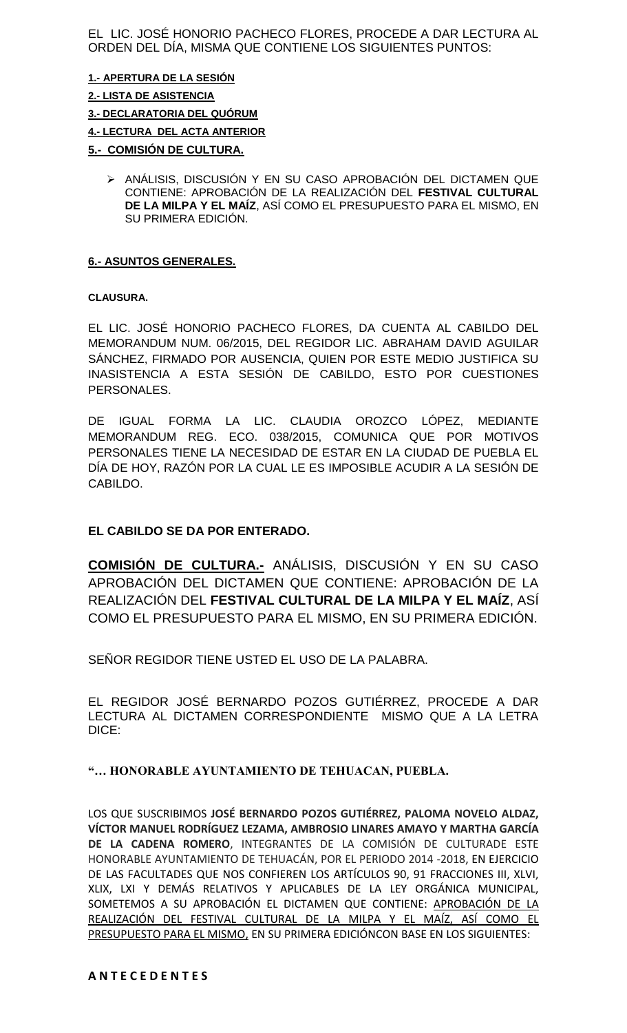EL LIC. JOSÉ HONORIO PACHECO FLORES, PROCEDE A DAR LECTURA AL ORDEN DEL DÍA, MISMA QUE CONTIENE LOS SIGUIENTES PUNTOS:

**1.- APERTURA DE LA SESIÓN**

**2.- LISTA DE ASISTENCIA**

**3.- DECLARATORIA DEL QUÓRUM**

**4.- LECTURA DEL ACTA ANTERIOR**

**5.- COMISIÓN DE CULTURA.**

- ANÁLISIS, DISCUSIÓN Y EN SU CASO APROBACIÓN DEL DICTAMEN QUE CONTIENE: APROBACIÓN DE LA REALIZACIÓN DEL **FESTIVAL CULTURAL DE LA MILPA Y EL MAÍZ**, ASÍ COMO EL PRESUPUESTO PARA EL MISMO, EN SU PRIMERA EDICIÓN.

**6.- ASUNTOS GENERALES.**

**CLAUSURA.**

EL LIC. JOSÉ HONORIO PACHECO FLORES, DA CUENTA AL CABILDO DEL MEMORANDUM NUM. 06/2015, DEL REGIDOR LIC. ABRAHAM DAVID AGUILAR SÁNCHEZ, FIRMADO POR AUSENCIA, QUIEN POR ESTE MEDIO JUSTIFICA SU INASISTENCIA A ESTA SESIÓN DE CABILDO, ESTO POR CUESTIONES PERSONALES.

DE IGUAL FORMA LA LIC. CLAUDIA OROZCO LÓPEZ, MEDIANTE MEMORANDUM REG. ECO. 038/2015, COMUNICA QUE POR MOTIVOS PERSONALES TIENE LA NECESIDAD DE ESTAR EN LA CIUDAD DE PUEBLA EL DÍA DE HOY, RAZÓN POR LA CUAL LE ES IMPOSIBLE ACUDIR A LA SESIÓN DE CABILDO.

**EL CABILDO SE DA POR ENTERADO.**

**COMISIÓN DE CULTURA.-** ANÁLISIS, DISCUSIÓN Y EN SU CASO APROBACIÓN DEL DICTAMEN QUE CONTIENE: APROBACIÓN DE LA REALIZACIÓN DEL **FESTIVAL CULTURAL DE LA MILPA Y EL MAÍZ**, ASÍ COMO EL PRESUPUESTO PARA EL MISMO, EN SU PRIMERA EDICIÓN.

SEÑOR REGIDOR TIENE USTED EL USO DE LA PALABRA.

EL REGIDOR JOSÉ BERNARDO POZOS GUTIÉRREZ, PROCEDE A DAR LECTURA AL DICTAMEN CORRESPONDIENTE MISMO QUE A LA LETRA DICE:

**"… HONORABLE AYUNTAMIENTO DE TEHUACAN, PUEBLA.**

LOS QUE SUSCRIBIMOS **JOSÉ BERNARDO POZOS GUTIÉRREZ, PALOMA NOVELO ALDAZ, VÍCTOR MANUEL RODRÍGUEZ LEZAMA, AMBROSIO LINARES AMAYO Y MARTHA GARCÍA DE LA CADENA ROMERO**, INTEGRANTES DE LA COMISIÓN DE CULTURADE ESTE HONORABLE AYUNTAMIENTO DE TEHUACÁN, POR EL PERIODO 2014 -2018, EN EJERCICIO DE LAS FACULTADES QUE NOS CONFIEREN LOS ARTÍCULOS 90, 91 FRACCIONES III, XLVI, XLIX, LXI Y DEMÁS RELATIVOS Y APLICABLES DE LA LEY ORGÁNICA MUNICIPAL, SOMETEMOS A SU APROBACIÓN EL DICTAMEN QUE CONTIENE: APROBACIÓN DE LA REALIZACIÓN DEL FESTIVAL CULTURAL DE LA MILPA Y EL MAÍZ, ASÍ COMO EL PRESUPUESTO PARA EL MISMO, EN SU PRIMERA EDICIÓNCON BASE EN LOS SIGUIENTES:

**A N T E C E D E N T E S**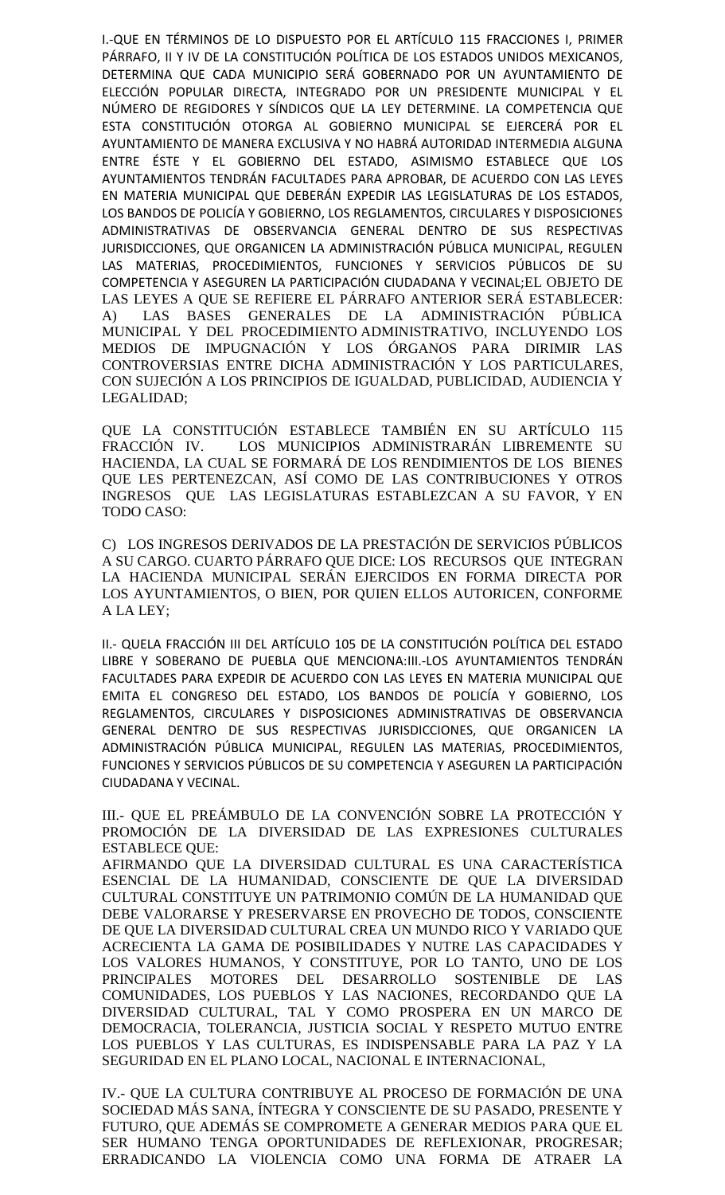I.-QUE EN TÉRMINOS DE LO DISPUESTO POR EL ARTÍCULO 115 FRACCIONES I, PRIMER PÁRRAFO, II Y IV DE LA CONSTITUCIÓN POLÍTICA DE LOS ESTADOS UNIDOS MEXICANOS, DETERMINA QUE CADA MUNICIPIO SERÁ GOBERNADO POR UN AYUNTAMIENTO DE ELECCIÓN POPULAR DIRECTA, INTEGRADO POR UN PRESIDENTE MUNICIPAL Y EL NÚMERO DE REGIDORES Y SÍNDICOS QUE LA LEY DETERMINE. LA COMPETENCIA QUE ESTA CONSTITUCIÓN OTORGA AL GOBIERNO MUNICIPAL SE EJERCERÁ POR EL AYUNTAMIENTO DE MANERA EXCLUSIVA Y NO HABRÁ AUTORIDAD INTERMEDIA ALGUNA ENTRE ÉSTE Y EL GOBIERNO DEL ESTADO, ASIMISMO ESTABLECE QUE LOS AYUNTAMIENTOS TENDRÁN FACULTADES PARA APROBAR, DE ACUERDO CON LAS LEYES EN MATERIA MUNICIPAL QUE DEBERÁN EXPEDIR LAS LEGISLATURAS DE LOS ESTADOS, LOS BANDOS DE POLICÍA Y GOBIERNO, LOS REGLAMENTOS, CIRCULARES Y DISPOSICIONES ADMINISTRATIVAS DE OBSERVANCIA GENERAL DENTRO DE SUS RESPECTIVAS JURISDICCIONES, QUE ORGANICEN LA ADMINISTRACIÓN PÚBLICA MUNICIPAL, REGULEN LAS MATERIAS, PROCEDIMIENTOS, FUNCIONES Y SERVICIOS PÚBLICOS DE SU COMPETENCIA Y ASEGUREN LA PARTICIPACIÓN CIUDADANA Y VECINAL;EL OBJETO DE LAS LEYES A QUE SE REFIERE EL PÁRRAFO ANTERIOR SERÁ ESTABLECER: A) LAS BASES GENERALES DE LA ADMINISTRACIÓN PÚBLICA MUNICIPAL Y DEL PROCEDIMIENTO ADMINISTRATIVO, INCLUYENDO LOS MEDIOS DE IMPUGNACIÓN Y LOS ÓRGANOS PARA DIRIMIR LAS CONTROVERSIAS ENTRE DICHA ADMINISTRACIÓN Y LOS PARTICULARES, CON SUJECIÓN A LOS PRINCIPIOS DE IGUALDAD, PUBLICIDAD, AUDIENCIA Y LEGALIDAD;

QUE LA CONSTITUCIÓN ESTABLECE TAMBIÉN EN SU ARTÍCULO 115 FRACCIÓN IV. LOS MUNICIPIOS ADMINISTRARÁN LIBREMENTE SU HACIENDA, LA CUAL SE FORMARÁ DE LOS RENDIMIENTOS DE LOS BIENES QUE LES PERTENEZCAN, ASÍ COMO DE LAS CONTRIBUCIONES Y OTROS INGRESOS QUE LAS LEGISLATURAS ESTABLEZCAN A SU FAVOR, Y EN TODO CASO:

C) LOS INGRESOS DERIVADOS DE LA PRESTACIÓN DE SERVICIOS PÚBLICOS A SU CARGO. CUARTO PÁRRAFO QUE DICE: LOS RECURSOS QUE INTEGRAN LA HACIENDA MUNICIPAL SERÁN EJERCIDOS EN FORMA DIRECTA POR LOS AYUNTAMIENTOS, O BIEN, POR QUIEN ELLOS AUTORICEN, CONFORME A LA LEY;

II.- QUELA FRACCIÓN III DEL ARTÍCULO 105 DE LA CONSTITUCIÓN POLÍTICA DEL ESTADO LIBRE Y SOBERANO DE PUEBLA QUE MENCIONA:III.-LOS AYUNTAMIENTOS TENDRÁN FACULTADES PARA EXPEDIR DE ACUERDO CON LAS LEYES EN MATERIA MUNICIPAL QUE EMITA EL CONGRESO DEL ESTADO, LOS BANDOS DE POLICÍA Y GOBIERNO, LOS REGLAMENTOS, CIRCULARES Y DISPOSICIONES ADMINISTRATIVAS DE OBSERVANCIA GENERAL DENTRO DE SUS RESPECTIVAS JURISDICCIONES, QUE ORGANICEN LA ADMINISTRACIÓN PÚBLICA MUNICIPAL, REGULEN LAS MATERIAS, PROCEDIMIENTOS, FUNCIONES Y SERVICIOS PÚBLICOS DE SU COMPETENCIA Y ASEGUREN LA PARTICIPACIÓN CIUDADANA Y VECINAL.

III.- QUE EL PREÁMBULO DE LA CONVENCIÓN SOBRE LA PROTECCIÓN Y PROMOCIÓN DE LA DIVERSIDAD DE LAS EXPRESIONES CULTURALES ESTABLECE QUE:
AFIRMANDO QUE LA DIVERSIDAD CULTURAL ES UNA CARACTERÍSTICA ESENCIAL DE LA HUMANIDAD, CONSCIENTE DE QUE LA DIVERSIDAD CULTURAL CONSTITUYE UN PATRIMONIO COMÚN DE LA HUMANIDAD QUE DEBE VALORARSE Y PRESERVARSE EN PROVECHO DE TODOS, CONSCIENTE DE QUE LA DIVERSIDAD CULTURAL CREA UN MUNDO RICO Y VARIADO QUE ACRECIENTA LA GAMA DE POSIBILIDADES Y NUTRE LAS CAPACIDADES Y LOS VALORES HUMANOS, Y CONSTITUYE, POR LO TANTO, UNO DE LOS PRINCIPALES MOTORES DEL DESARROLLO SOSTENIBLE DE LAS COMUNIDADES, LOS PUEBLOS Y LAS NACIONES, RECORDANDO QUE LA DIVERSIDAD CULTURAL, TAL Y COMO PROSPERA EN UN MARCO DE DEMOCRACIA, TOLERANCIA, JUSTICIA SOCIAL Y RESPETO MUTUO ENTRE LOS PUEBLOS Y LAS CULTURAS, ES INDISPENSABLE PARA LA PAZ Y LA SEGURIDAD EN EL PLANO LOCAL, NACIONAL E INTERNACIONAL,

IV.- QUE LA CULTURA CONTRIBUYE AL PROCESO DE FORMACIÓN DE UNA SOCIEDAD MÁS SANA, ÍNTEGRA Y CONSCIENTE DE SU PASADO, PRESENTE Y FUTURO, QUE ADEMÁS SE COMPROMETE A GENERAR MEDIOS PARA QUE EL SER HUMANO TENGA OPORTUNIDADES DE REFLEXIONAR, PROGRESAR; ERRADICANDO LA VIOLENCIA COMO UNA FORMA DE ATRAER LA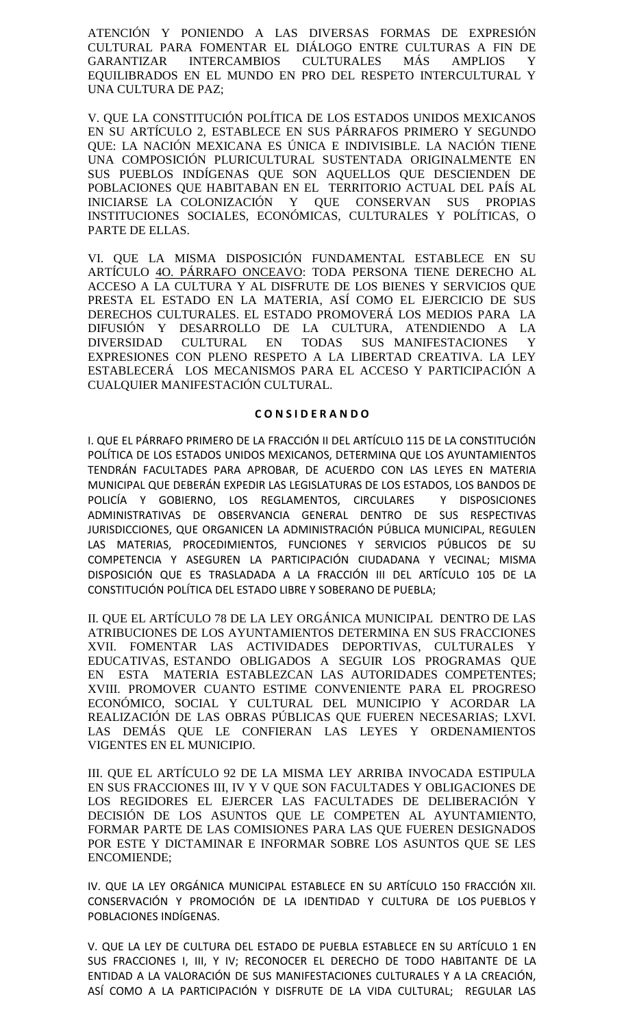ATENCIÓN Y PONIENDO A LAS DIVERSAS FORMAS DE EXPRESIÓN CULTURAL PARA FOMENTAR EL DIÁLOGO ENTRE CULTURAS A FIN DE GARANTIZAR INTERCAMBIOS CULTURALES MÁS AMPLIOS Y EQUILIBRADOS EN EL MUNDO EN PRO DEL RESPETO INTERCULTURAL Y UNA CULTURA DE PAZ;

V. QUE LA CONSTITUCIÓN POLÍTICA DE LOS ESTADOS UNIDOS MEXICANOS EN SU ARTÍCULO 2, ESTABLECE EN SUS PÁRRAFOS PRIMERO Y SEGUNDO QUE: LA NACIÓN MEXICANA ES ÚNICA E INDIVISIBLE. LA NACIÓN TIENE UNA COMPOSICIÓN PLURICULTURAL SUSTENTADA ORIGINALMENTE EN SUS PUEBLOS INDÍGENAS QUE SON AQUELLOS QUE DESCIENDEN DE POBLACIONES QUE HABITABAN EN EL TERRITORIO ACTUAL DEL PAÍS AL INICIARSE LA COLONIZACIÓN Y QUE CONSERVAN SUS PROPIAS INSTITUCIONES SOCIALES, ECONÓMICAS, CULTURALES Y POLÍTICAS, O PARTE DE ELLAS.

VI. QUE LA MISMA DISPOSICIÓN FUNDAMENTAL ESTABLECE EN SU ARTÍCULO 4O. PÁRRAFO ONCEAVO: TODA PERSONA TIENE DERECHO AL ACCESO A LA CULTURA Y AL DISFRUTE DE LOS BIENES Y SERVICIOS QUE PRESTA EL ESTADO EN LA MATERIA, ASÍ COMO EL EJERCICIO DE SUS DERECHOS CULTURALES. EL ESTADO PROMOVERÁ LOS MEDIOS PARA LA DIFUSIÓN Y DESARROLLO DE LA CULTURA, ATENDIENDO A LA DIVERSIDAD CULTURAL EN TODAS SUS MANIFESTACIONES Y EXPRESIONES CON PLENO RESPETO A LA LIBERTAD CREATIVA. LA LEY ESTABLECERÁ LOS MECANISMOS PARA EL ACCESO Y PARTICIPACIÓN A CUALQUIER MANIFESTACIÓN CULTURAL.

**C O N S I D E R A N D O**

I. QUE EL PÁRRAFO PRIMERO DE LA FRACCIÓN II DEL ARTÍCULO 115 DE LA CONSTITUCIÓN POLÍTICA DE LOS ESTADOS UNIDOS MEXICANOS, DETERMINA QUE LOS AYUNTAMIENTOS TENDRÁN FACULTADES PARA APROBAR, DE ACUERDO CON LAS LEYES EN MATERIA MUNICIPAL QUE DEBERÁN EXPEDIR LAS LEGISLATURAS DE LOS ESTADOS, LOS BANDOS DE POLICÍA Y GOBIERNO, LOS REGLAMENTOS, CIRCULARES Y DISPOSICIONES ADMINISTRATIVAS DE OBSERVANCIA GENERAL DENTRO DE SUS RESPECTIVAS JURISDICCIONES, QUE ORGANICEN LA ADMINISTRACIÓN PÚBLICA MUNICIPAL, REGULEN LAS MATERIAS, PROCEDIMIENTOS, FUNCIONES Y SERVICIOS PÚBLICOS DE SU COMPETENCIA Y ASEGUREN LA PARTICIPACIÓN CIUDADANA Y VECINAL; MISMA DISPOSICIÓN QUE ES TRASLADADA A LA FRACCIÓN III DEL ARTÍCULO 105 DE LA CONSTITUCIÓN POLÍTICA DEL ESTADO LIBRE Y SOBERANO DE PUEBLA;

II. QUE EL ARTÍCULO 78 DE LA LEY ORGÁNICA MUNICIPAL DENTRO DE LAS ATRIBUCIONES DE LOS AYUNTAMIENTOS DETERMINA EN SUS FRACCIONES XVII. FOMENTAR LAS ACTIVIDADES DEPORTIVAS, CULTURALES Y EDUCATIVAS, ESTANDO OBLIGADOS A SEGUIR LOS PROGRAMAS QUE EN ESTA MATERIA ESTABLEZCAN LAS AUTORIDADES COMPETENTES; XVIII. PROMOVER CUANTO ESTIME CONVENIENTE PARA EL PROGRESO ECONÓMICO, SOCIAL Y CULTURAL DEL MUNICIPIO Y ACORDAR LA REALIZACIÓN DE LAS OBRAS PÚBLICAS QUE FUEREN NECESARIAS; LXVI. LAS DEMÁS QUE LE CONFIERAN LAS LEYES Y ORDENAMIENTOS VIGENTES EN EL MUNICIPIO.

III. QUE EL ARTÍCULO 92 DE LA MISMA LEY ARRIBA INVOCADA ESTIPULA EN SUS FRACCIONES III, IV Y V QUE SON FACULTADES Y OBLIGACIONES DE LOS REGIDORES EL EJERCER LAS FACULTADES DE DELIBERACIÓN Y DECISIÓN DE LOS ASUNTOS QUE LE COMPETEN AL AYUNTAMIENTO, FORMAR PARTE DE LAS COMISIONES PARA LAS QUE FUEREN DESIGNADOS POR ESTE Y DICTAMINAR E INFORMAR SOBRE LOS ASUNTOS QUE SE LES ENCOMIENDE;

IV. QUE LA LEY ORGÁNICA MUNICIPAL ESTABLECE EN SU ARTÍCULO 150 FRACCIÓN XII. CONSERVACIÓN Y PROMOCIÓN DE LA IDENTIDAD Y CULTURA DE LOS PUEBLOS Y POBLACIONES INDÍGENAS.

V. QUE LA LEY DE CULTURA DEL ESTADO DE PUEBLA ESTABLECE EN SU ARTÍCULO 1 EN SUS FRACCIONES I, III, Y IV; RECONOCER EL DERECHO DE TODO HABITANTE DE LA ENTIDAD A LA VALORACIÓN DE SUS MANIFESTACIONES CULTURALES Y A LA CREACIÓN, ASÍ COMO A LA PARTICIPACIÓN Y DISFRUTE DE LA VIDA CULTURAL; REGULAR LAS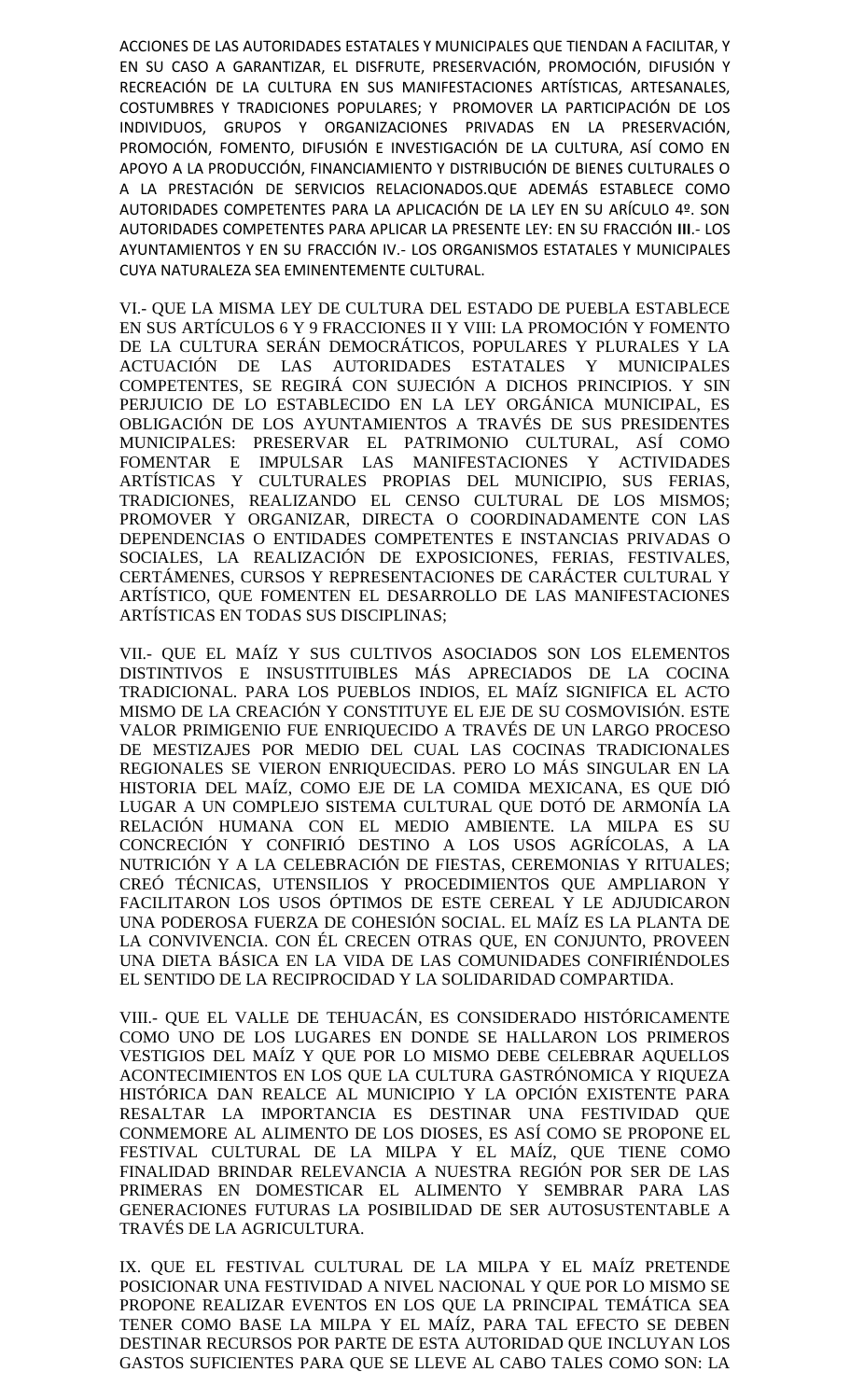ACCIONES DE LAS AUTORIDADES ESTATALES Y MUNICIPALES QUE TIENDAN A FACILITAR, Y EN SU CASO A GARANTIZAR, EL DISFRUTE, PRESERVACIÓN, PROMOCIÓN, DIFUSIÓN Y RECREACIÓN DE LA CULTURA EN SUS MANIFESTACIONES ARTÍSTICAS, ARTESANALES, COSTUMBRES Y TRADICIONES POPULARES; Y PROMOVER LA PARTICIPACIÓN DE LOS INDIVIDUOS, GRUPOS Y ORGANIZACIONES PRIVADAS EN LA PRESERVACIÓN, PROMOCIÓN, FOMENTO, DIFUSIÓN E INVESTIGACIÓN DE LA CULTURA, ASÍ COMO EN APOYO A LA PRODUCCIÓN, FINANCIAMIENTO Y DISTRIBUCIÓN DE BIENES CULTURALES O A LA PRESTACIÓN DE SERVICIOS RELACIONADOS.QUE ADEMÁS ESTABLECE COMO AUTORIDADES COMPETENTES PARA LA APLICACIÓN DE LA LEY EN SU ARÍCULO 4º. SON AUTORIDADES COMPETENTES PARA APLICAR LA PRESENTE LEY: EN SU FRACCIÓN **III**.- LOS AYUNTAMIENTOS Y EN SU FRACCIÓN IV.- LOS ORGANISMOS ESTATALES Y MUNICIPALES CUYA NATURALEZA SEA EMINENTEMENTE CULTURAL.

VI.- QUE LA MISMA LEY DE CULTURA DEL ESTADO DE PUEBLA ESTABLECE EN SUS ARTÍCULOS 6 Y 9 FRACCIONES II Y VIII: LA PROMOCIÓN Y FOMENTO DE LA CULTURA SERÁN DEMOCRÁTICOS, POPULARES Y PLURALES Y LA ACTUACIÓN DE LAS AUTORIDADES ESTATALES Y MUNICIPALES COMPETENTES, SE REGIRÁ CON SUJECIÓN A DICHOS PRINCIPIOS. Y SIN PERJUICIO DE LO ESTABLECIDO EN LA LEY ORGÁNICA MUNICIPAL, ES OBLIGACIÓN DE LOS AYUNTAMIENTOS A TRAVÉS DE SUS PRESIDENTES MUNICIPALES: PRESERVAR EL PATRIMONIO CULTURAL, ASÍ COMO FOMENTAR E IMPULSAR LAS MANIFESTACIONES Y ACTIVIDADES ARTÍSTICAS Y CULTURALES PROPIAS DEL MUNICIPIO, SUS FERIAS, TRADICIONES, REALIZANDO EL CENSO CULTURAL DE LOS MISMOS; PROMOVER Y ORGANIZAR, DIRECTA O COORDINADAMENTE CON LAS DEPENDENCIAS O ENTIDADES COMPETENTES E INSTANCIAS PRIVADAS O SOCIALES, LA REALIZACIÓN DE EXPOSICIONES, FERIAS, FESTIVALES, CERTÁMENES, CURSOS Y REPRESENTACIONES DE CARÁCTER CULTURAL Y ARTÍSTICO, QUE FOMENTEN EL DESARROLLO DE LAS MANIFESTACIONES ARTÍSTICAS EN TODAS SUS DISCIPLINAS;

VII.- QUE EL MAÍZ Y SUS CULTIVOS ASOCIADOS SON LOS ELEMENTOS DISTINTIVOS E INSUSTITUIBLES MÁS APRECIADOS DE LA COCINA TRADICIONAL. PARA LOS PUEBLOS INDIOS, EL MAÍZ SIGNIFICA EL ACTO MISMO DE LA CREACIÓN Y CONSTITUYE EL EJE DE SU COSMOVISIÓN. ESTE VALOR PRIMIGENIO FUE ENRIQUECIDO A TRAVÉS DE UN LARGO PROCESO DE MESTIZAJES POR MEDIO DEL CUAL LAS COCINAS TRADICIONALES REGIONALES SE VIERON ENRIQUECIDAS. PERO LO MÁS SINGULAR EN LA HISTORIA DEL MAÍZ, COMO EJE DE LA COMIDA MEXICANA, ES QUE DIÓ LUGAR A UN COMPLEJO SISTEMA CULTURAL QUE DOTÓ DE ARMONÍA LA RELACIÓN HUMANA CON EL MEDIO AMBIENTE. LA MILPA ES SU CONCRECIÓN Y CONFIRIÓ DESTINO A LOS USOS AGRÍCOLAS, A LA NUTRICIÓN Y A LA CELEBRACIÓN DE FIESTAS, CEREMONIAS Y RITUALES; CREÓ TÉCNICAS, UTENSILIOS Y PROCEDIMIENTOS QUE AMPLIARON Y FACILITARON LOS USOS ÓPTIMOS DE ESTE CEREAL Y LE ADJUDICARON UNA PODEROSA FUERZA DE COHESIÓN SOCIAL. EL MAÍZ ES LA PLANTA DE LA CONVIVENCIA. CON ÉL CRECEN OTRAS QUE, EN CONJUNTO, PROVEEN UNA DIETA BÁSICA EN LA VIDA DE LAS COMUNIDADES CONFIRIÉNDOLES EL SENTIDO DE LA RECIPROCIDAD Y LA SOLIDARIDAD COMPARTIDA.

VIII.- QUE EL VALLE DE TEHUACÁN, ES CONSIDERADO HISTÓRICAMENTE COMO UNO DE LOS LUGARES EN DONDE SE HALLARON LOS PRIMEROS VESTIGIOS DEL MAÍZ Y QUE POR LO MISMO DEBE CELEBRAR AQUELLOS ACONTECIMIENTOS EN LOS QUE LA CULTURA GASTRÓNOMICA Y RIQUEZA HISTÓRICA DAN REALCE AL MUNICIPIO Y LA OPCIÓN EXISTENTE PARA RESALTAR LA IMPORTANCIA ES DESTINAR UNA FESTIVIDAD QUE CONMEMORE AL ALIMENTO DE LOS DIOSES, ES ASÍ COMO SE PROPONE EL FESTIVAL CULTURAL DE LA MILPA Y EL MAÍZ, QUE TIENE COMO FINALIDAD BRINDAR RELEVANCIA A NUESTRA REGIÓN POR SER DE LAS PRIMERAS EN DOMESTICAR EL ALIMENTO Y SEMBRAR PARA LAS GENERACIONES FUTURAS LA POSIBILIDAD DE SER AUTOSUSTENTABLE A TRAVÉS DE LA AGRICULTURA.

IX. QUE EL FESTIVAL CULTURAL DE LA MILPA Y EL MAÍZ PRETENDE POSICIONAR UNA FESTIVIDAD A NIVEL NACIONAL Y QUE POR LO MISMO SE PROPONE REALIZAR EVENTOS EN LOS QUE LA PRINCIPAL TEMÁTICA SEA TENER COMO BASE LA MILPA Y EL MAÍZ, PARA TAL EFECTO SE DEBEN DESTINAR RECURSOS POR PARTE DE ESTA AUTORIDAD QUE INCLUYAN LOS GASTOS SUFICIENTES PARA QUE SE LLEVE AL CABO TALES COMO SON: LA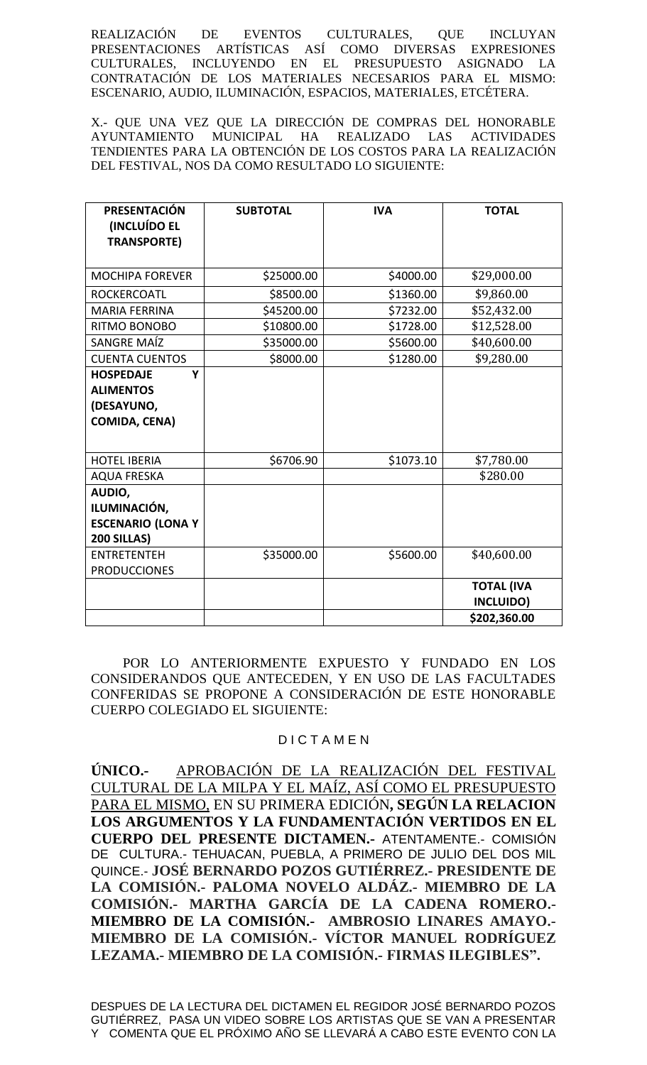REALIZACIÓN DE EVENTOS CULTURALES, QUE INCLUYAN PRESENTACIONES ARTÍSTICAS ASÍ COMO DIVERSAS EXPRESIONES CULTURALES, INCLUYENDO EN EL PRESUPUESTO ASIGNADO LA CONTRATACIÓN DE LOS MATERIALES NECESARIOS PARA EL MISMO: ESCENARIO, AUDIO, ILUMINACIÓN, ESPACIOS, MATERIALES, ETCÉTERA.

X.- QUE UNA VEZ QUE LA DIRECCIÓN DE COMPRAS DEL HONORABLE AYUNTAMIENTO MUNICIPAL HA REALIZADO LAS ACTIVIDADES TENDIENTES PARA LA OBTENCIÓN DE LOS COSTOS PARA LA REALIZACIÓN DEL FESTIVAL, NOS DA COMO RESULTADO LO SIGUIENTE:

| **PRESENTACIÓN (INCLUÍDO EL TRANSPORTE)** | **SUBTOTAL** | **IVA** | **TOTAL** |
|---|---|---|---|
| MOCHIPA FOREVER | \$25000.00 | \$4000.00 | \$29,000.00 |
| ROCKERCOATL | \$8500.00 | \$1360.00 | \$9,860.00 |
| MARIA FERRINA | \$45200.00 | \$7232.00 | \$52,432.00 |
| RITMO BONOBO | \$10800.00 | \$1728.00 | \$12,528.00 |
| SANGRE MAÍZ | \$35000.00 | \$5600.00 | \$40,600.00 |
| CUENTA CUENTOS | \$8000.00 | \$1280.00 | \$9,280.00 |
| **HOSPEDAJE Y ALIMENTOS (DESAYUNO, COMIDA, CENA)** | | | |
| HOTEL IBERIA | \$6706.90 | \$1073.10 | \$7,780.00 |
| AQUA FRESKA | | | \$280.00 |
| **AUDIO, ILUMINACIÓN, ESCENARIO (LONA Y 200 SILLAS)** | | | |
| ENTRETENTEH PRODUCCIONES | \$35000.00 | \$5600.00 | \$40,600.00 |
| | | | **TOTAL (IVA INCLUIDO)** |
| | | | **\$202,360.00** |

POR LO ANTERIORMENTE EXPUESTO Y FUNDADO EN LOS CONSIDERANDOS QUE ANTECEDEN, Y EN USO DE LAS FACULTADES CONFERIDAS SE PROPONE A CONSIDERACIÓN DE ESTE HONORABLE CUERPO COLEGIADO EL SIGUIENTE:

D I C T A M E N

**ÚNICO.-** APROBACIÓN DE LA REALIZACIÓN DEL FESTIVAL CULTURAL DE LA MILPA Y EL MAÍZ, ASÍ COMO EL PRESUPUESTO PARA EL MISMO, EN SU PRIMERA EDICIÓN**, SEGÚN LA RELACION LOS ARGUMENTOS Y LA FUNDAMENTACIÓN VERTIDOS EN EL CUERPO DEL PRESENTE DICTAMEN.-** ATENTAMENTE.- COMISIÓN DE CULTURA.- TEHUACAN, PUEBLA, A PRIMERO DE JULIO DEL DOS MIL QUINCE.- **JOSÉ BERNARDO POZOS GUTIÉRREZ.- PRESIDENTE DE LA COMISIÓN.- PALOMA NOVELO ALDÁZ.- MIEMBRO DE LA COMISIÓN.- MARTHA GARCÍA DE LA CADENA ROMERO.- MIEMBRO DE LA COMISIÓN.- AMBROSIO LINARES AMAYO.- MIEMBRO DE LA COMISIÓN.- VÍCTOR MANUEL RODRÍGUEZ LEZAMA.- MIEMBRO DE LA COMISIÓN.- FIRMAS ILEGIBLES".**

DESPUES DE LA LECTURA DEL DICTAMEN EL REGIDOR JOSÉ BERNARDO POZOS GUTIÉRREZ, PASA UN VIDEO SOBRE LOS ARTISTAS QUE SE VAN A PRESENTAR Y COMENTA QUE EL PRÓXIMO AÑO SE LLEVARÁ A CABO ESTE EVENTO CON LA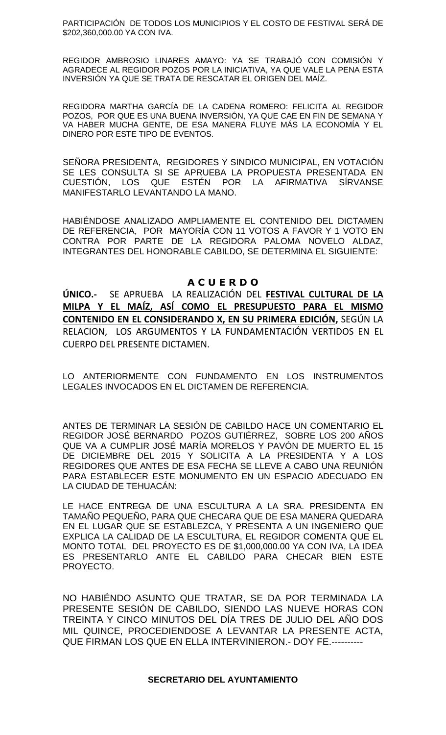PARTICIPACIÓN DE TODOS LOS MUNICIPIOS Y EL COSTO DE FESTIVAL SERÁ DE $202,360,000.00 YA CON IVA.

REGIDOR AMBROSIO LINARES AMAYO: YA SE TRABAJÓ CON COMISIÓN Y AGRADECE AL REGIDOR POZOS POR LA INICIATIVA, YA QUE VALE LA PENA ESTA INVERSIÓN YA QUE SE TRATA DE RESCATAR EL ORIGEN DEL MAÍZ.----------

REGIDORA MARTHA GARCÍA DE LA CADENA ROMERO: FELICITA AL REGIDOR POZOS, POR QUE ES UNA BUENA INVERSIÓN, YA QUE CAE EN FIN DE SEMANA Y VA HABER MUCHA GENTE, DE ESA MANERA FLUYE MÁS LA ECONOMÍA Y EL DINERO POR ESTE TIPO DE EVENTOS.

SEÑORA PRESIDENTA, REGIDORES Y SINDICO MUNICIPAL, EN VOTACIÓN SE LES CONSULTA SI SE APRUEBA LA PROPUESTA PRESENTADA EN CUESTIÓN, LOS QUE ESTÉN POR LA AFIRMATIVA SÍRVANSE MANIFESTARLO LEVANTANDO LA MANO.

HABIÉNDOSE ANALIZADO AMPLIAMENTE EL CONTENIDO DEL DICTAMEN DE REFERENCIA, POR MAYORÍA CON 11 VOTOS A FAVOR Y 1 VOTO EN CONTRA POR PARTE DE LA REGIDORA PALOMA NOVELO ALDAZ, INTEGRANTES DEL HONORABLE CABILDO, SE DETERMINA EL SIGUIENTE:

## A C U E R D O

**ÚNICO.-** SE APRUEBA LA REALIZACIÓN DEL **FESTIVAL CULTURAL DE LA MILPA Y EL MAÍZ, ASÍ COMO EL PRESUPUESTO PARA EL MISMO CONTENIDO EN EL CONSIDERANDO X, EN SU PRIMERA EDICIÓN,** SEGÚN LA RELACION, LOS ARGUMENTOS Y LA FUNDAMENTACIÓN VERTIDOS EN EL CUERPO DEL PRESENTE DICTAMEN.

LO ANTERIORMENTE CON FUNDAMENTO EN LOS INSTRUMENTOS LEGALES INVOCADOS EN EL DICTAMEN DE REFERENCIA.

ANTES DE TERMINAR LA SESIÓN DE CABILDO HACE UN COMENTARIO EL REGIDOR JOSÉ BERNARDO POZOS GUTIÉRREZ, SOBRE LOS 200 AÑOS QUE VA A CUMPLIR JOSÉ MARÍA MORELOS Y PAVÓN DE MUERTO EL 15 DE DICIEMBRE DEL 2015 Y SOLICITA A LA PRESIDENTA Y A LOS REGIDORES QUE ANTES DE ESA FECHA SE LLEVE A CABO UNA REUNIÓN PARA ESTABLECER ESTE MONUMENTO EN UN ESPACIO ADECUADO EN LA CIUDAD DE TEHUACÁN:

LE HACE ENTREGA DE UNA ESCULTURA A LA SRA. PRESIDENTA EN TAMAÑO PEQUEÑO, PARA QUE CHECARA QUE DE ESA MANERA QUEDARA EN EL LUGAR QUE SE ESTABLEZCA, Y PRESENTA A UN INGENIERO QUE EXPLICA LA CALIDAD DE LA ESCULTURA, EL REGIDOR COMENTA QUE EL MONTO TOTAL DEL PROYECTO ES DE $1,000,000.00 YA CON IVA, LA IDEA ES PRESENTARLO ANTE EL CABILDO PARA CHECAR BIEN ESTE PROYECTO.

NO HABIÉNDO ASUNTO QUE TRATAR, SE DA POR TERMINADA LA PRESENTE SESIÓN DE CABILDO, SIENDO LAS NUEVE HORAS CON TREINTA Y CINCO MINUTOS DEL DÍA TRES DE JULIO DEL AÑO DOS MIL QUINCE, PROCEDIENDOSE A LEVANTAR LA PRESENTE ACTA, QUE FIRMAN LOS QUE EN ELLA INTERVINIERON.- DOY FE.----------

**SECRETARIO DEL AYUNTAMIENTO**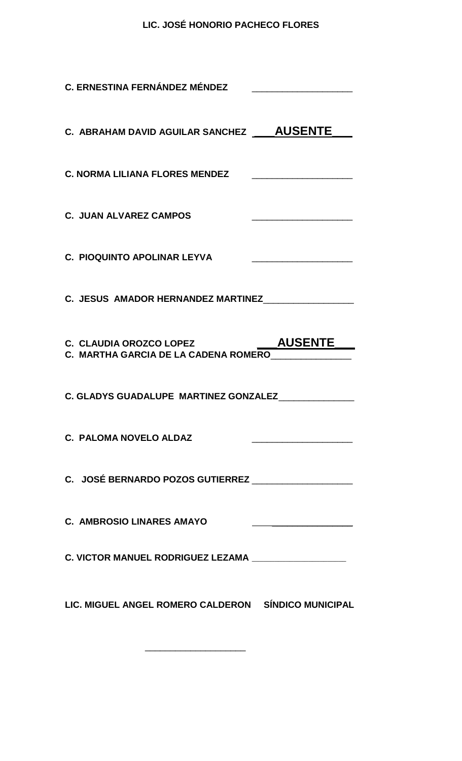**LIC. JOSÉ HONORIO PACHECO FLORES**

**C. ERNESTINA FERNÁNDEZ MÉNDEZ** ____________________

**C. ABRAHAM DAVID AGUILAR SANCHEZ** ___**AUSENTE**___

**C. NORMA LILIANA FLORES MENDEZ** ____________________

**C. JUAN ALVAREZ CAMPOS** ____________________

**C. PIOQUINTO APOLINAR LEYVA** ____________________

**C. JESUS AMADOR HERNANDEZ MARTINEZ** __________________

**C. CLAUDIA OROZCO LOPEZ** ___**AUSENTE**___

**C. MARTHA GARCIA DE LA CADENA ROMERO** ________________

**C. GLADYS GUADALUPE MARTINEZ GONZALEZ** _______________

**C. PALOMA NOVELO ALDAZ** ____________________

**C. JOSÉ BERNARDO POZOS GUTIERREZ** ____________________

**C. AMBROSIO LINARES AMAYO** ____________________

**C. VICTOR MANUEL RODRIGUEZ LEZAMA** __________________

**LIC. MIGUEL ANGEL ROMERO CALDERON SÍNDICO MUNICIPAL**

____________________